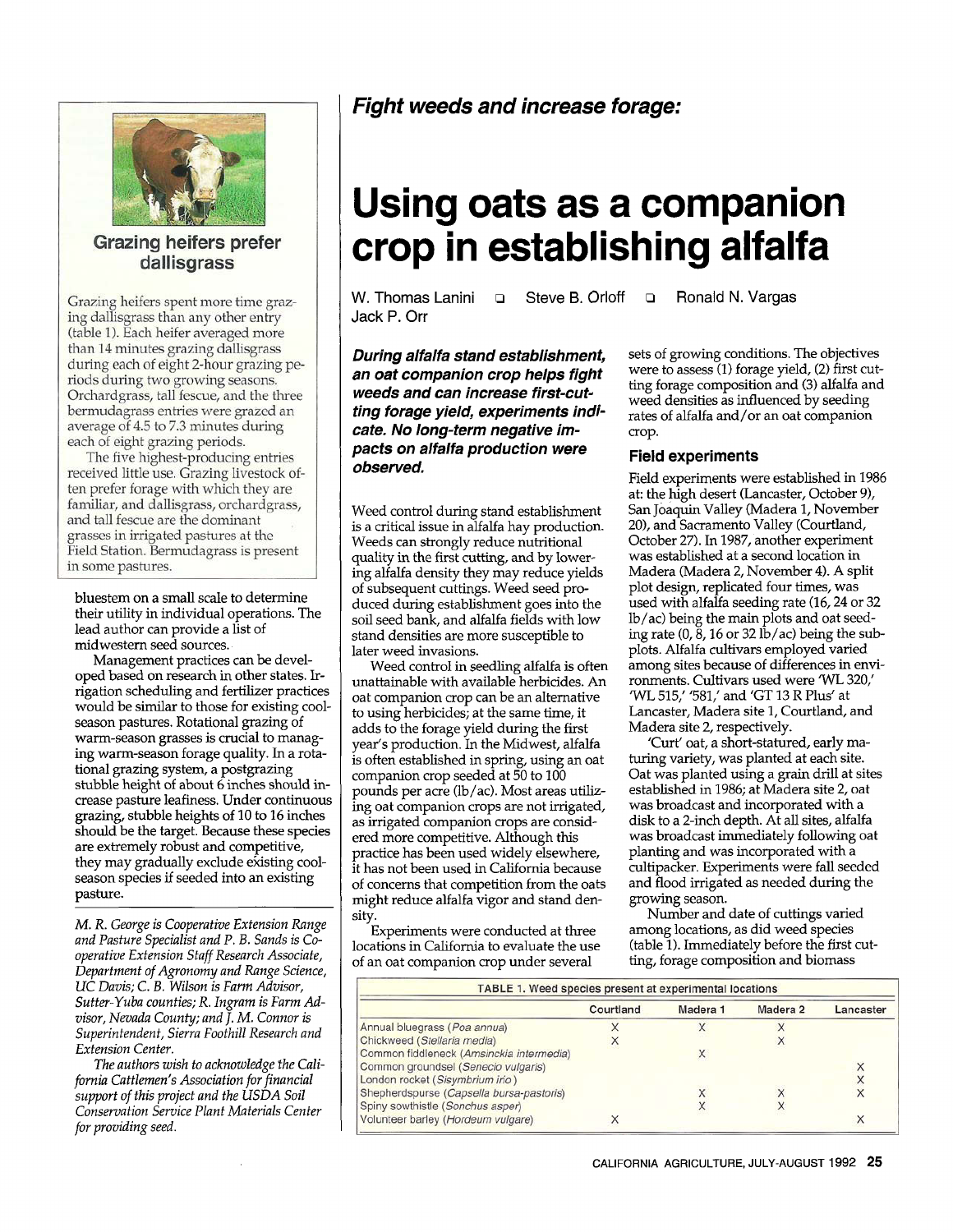## Grazing heifers prefer dallisgrass

Grazing heifers spent more time grazing dallisgrass than any other entry (table 1). Each heifer averaged more than 14 minutes grazing dallisgrass during each of eight 2-hour grazing periods during two growing seasons. Orchardgrass, tall fescue, and the three bermudagrass entries were grazed an average of 4.5 to 7.3 minutes during each of eight grazing periods.

The five highest-producing entries received little use. Grazing livestock often prefer forage with which they are familiar, and dallisgrass, orchardgrass, and tall fescue are the dominant grasses in irrigated pastures at the Field Station. Bermudagrass is present in some pastures.

bluestem on a small scale to determine their utility in individual operations. The lead author can provide a list of midwestern seed sources.

Management practices can be developed based on research in other states. Irrigation scheduling and fertilizer practices would be similar to those for existing cool-season pastures. Rotational grazing of warm-season grasses is crucial to managing warm-season forage quality. In a rotational grazing system, a postgrazing stubble height of about 6 inches should increase pasture leafiness. Under continuous grazing, stubble heights of 10 to 16 inches should be the target. Because these species are extremely robust and competitive, they may gradually exclude existing cool-season species if seeded into an existing pasture.

*M. R. George is Cooperative Extension Range and Pasture Specialist and P. B. Sands is Cooperative Extension Staff Research Associate, Department of Agronomy and Range Science, UC Davis; C. B. Wilson is Farm Advisor, Sutter-Yuba counties; R. Ingram is Farm Advisor, Nevada County; and J. M. Connor is Superintendent, Sierra Foothill Research and Extension Center.*

*The authors wish to acknowledge the California Cattlemen's Association for financial support of this project and the USDA Soil Conservation Service Plant Materials Center for providing seed.*

***Fight weeds and increase forage:***

# Using oats as a companion crop in establishing alfalfa

W. Thomas Lanini ❑ Steve B. Orloff ❑ Ronald N. Vargas
Jack P. Orr

***During alfalfa stand establishment, an oat companion crop helps fight weeds and can increase first-cutting forage yield, experiments indicate. No long-term negative impacts on alfalfa production were observed.***

Weed control during stand establishment is a critical issue in alfalfa hay production. Weeds can strongly reduce nutritional quality in the first cutting, and by lowering alfalfa density they may reduce yields of subsequent cuttings. Weed seed produced during establishment goes into the soil seed bank, and alfalfa fields with low stand densities are more susceptible to later weed invasions.

Weed control in seedling alfalfa is often unattainable with available herbicides. An oat companion crop can be an alternative to using herbicides; at the same time, it adds to the forage yield during the first year's production. In the Midwest, alfalfa is often established in spring, using an oat companion crop seeded at 50 to 100 pounds per acre (lb/ac). Most areas utilizing oat companion crops are not irrigated, as irrigated companion crops are considered more competitive. Although this practice has been used widely elsewhere, it has not been used in California because of concerns that competition from the oats might reduce alfalfa vigor and stand density.

Experiments were conducted at three locations in California to evaluate the use of an oat companion crop under several sets of growing conditions. The objectives were to assess (1) forage yield, (2) first cutting forage composition and (3) alfalfa and weed densities as influenced by seeding rates of alfalfa and/or an oat companion crop.

### Field experiments

Field experiments were established in 1986 at: the high desert (Lancaster, October 9), San Joaquin Valley (Madera 1, November 20), and Sacramento Valley (Courtland, October 27). In 1987, another experiment was established at a second location in Madera (Madera 2, November 4). A split plot design, replicated four times, was used with alfalfa seeding rate (16, 24 or 32 lb/ac) being the main plots and oat seeding rate (0, 8, 16 or 32 lb/ac) being the subplots. Alfalfa cultivars employed varied among sites because of differences in environments. Cultivars used were 'WL 320,' 'WL 515,' '581,' and 'GT 13 R Plus' at Lancaster, Madera site 1, Courtland, and Madera site 2, respectively.

'Curt' oat, a short-statured, early maturing variety, was planted at each site. Oat was planted using a grain drill at sites established in 1986; at Madera site 2, oat was broadcast and incorporated with a disk to a 2-inch depth. At all sites, alfalfa was broadcast immediately following oat planting and was incorporated with a cultipacker. Experiments were fall seeded and flood irrigated as needed during the growing season.

Number and date of cuttings varied among locations, as did weed species (table 1). Immediately before the first cutting, forage composition and biomass

TABLE 1. Weed species present at experimental locations

| | Courtland | Madera 1 | Madera 2 | Lancaster |
|---|---|---|---|---|
| Annual bluegrass (*Poa annua*) | X | X | X | |
| Chickweed (*Stellaria media*) | X | | X | |
| Common fiddleneck (*Amsinckia intermedia*) | | X | | |
| Common groundsel (*Senecio vulgaris*) | | | | X |
| London rocket (*Sisymbrium irio*) | | | | X |
| Shepherdspurse (*Capsella bursa-pastoris*) | | X | X | X |
| Spiny sowthistle (*Sonchus asper*) | | X | X | |
| Volunteer barley (*Hordeum vulgare*) | X | | | X |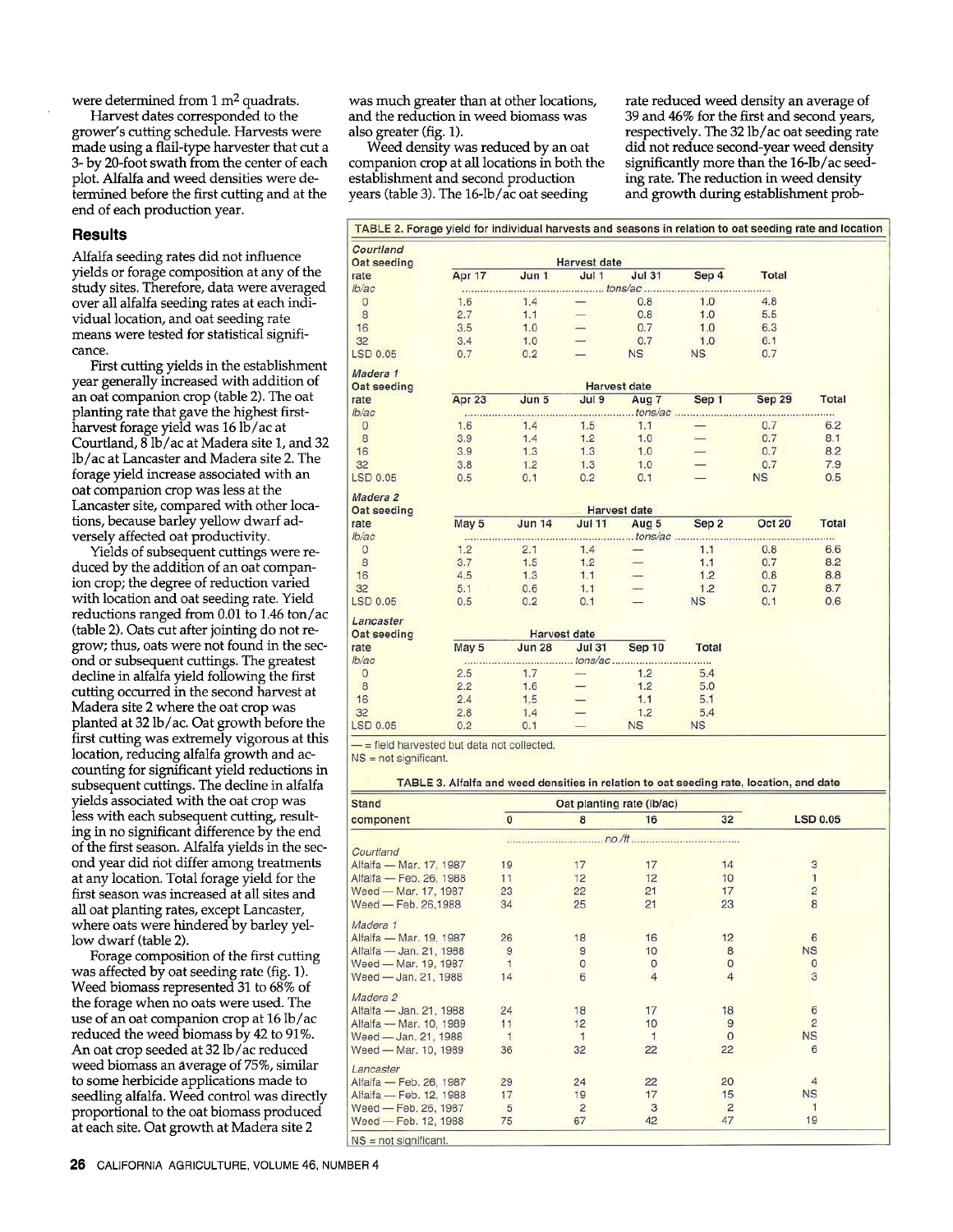were determined from 1 $m^2$ quadrats.

Harvest dates corresponded to the grower's cutting schedule. Harvests were made using a flail-type harvester that cut a 3- by 20-foot swath from the center of each plot. Alfalfa and weed densities were determined before the first cutting and at the end of each production year.

## Results

Alfalfa seeding rates did not influence yields or forage composition at any of the study sites. Therefore, data were averaged over all alfalfa seeding rates at each individual location, and oat seeding rate means were tested for statistical significance.

First cutting yields in the establishment year generally increased with addition of an oat companion crop (table 2). The oat planting rate that gave the highest first-harvest forage yield was 16 lb/ac at Courtland, 8 lb/ac at Madera site 1, and 32 lb/ac at Lancaster and Madera site 2. The forage yield increase associated with an oat companion crop was less at the Lancaster site, compared with other locations, because barley yellow dwarf adversely affected oat productivity.

Yields of subsequent cuttings were reduced by the addition of an oat companion crop; the degree of reduction varied with location and oat seeding rate. Yield reductions ranged from 0.01 to 1.46 ton/ac (table 2). Oats cut after jointing do not regrow; thus, oats were not found in the second or subsequent cuttings. The greatest decline in alfalfa yield following the first cutting occurred in the second harvest at Madera site 2 where the oat crop was planted at 32 lb/ac. Oat growth before the first cutting was extremely vigorous at this location, reducing alfalfa growth and accounting for significant yield reductions in subsequent cuttings. The decline in alfalfa yields associated with the oat crop was less with each subsequent cutting, resulting in no significant difference by the end of the first season. Alfalfa yields in the second year did not differ among treatments at any location. Total forage yield for the first season was increased at all sites and all oat planting rates, except Lancaster, where oats were hindered by barley yellow dwarf (table 2).

Forage composition of the first cutting was affected by oat seeding rate (fig. 1). Weed biomass represented 31 to 68% of the forage when no oats were used. The use of an oat companion crop at 16 lb/ac reduced the weed biomass by 42 to 91%. An oat crop seeded at 32 lb/ac reduced weed biomass an average of 75%, similar to some herbicide applications made to seedling alfalfa. Weed control was directly proportional to the oat biomass produced at each site. Oat growth at Madera site 2 was much greater than at other locations, and the reduction in weed biomass was also greater (fig. 1).

Weed density was reduced by an oat companion crop at all locations in both the establishment and second production years (table 3). The 16-lb/ac oat seeding rate reduced weed density an average of 39 and 46% for the first and second years, respectively. The 32 lb/ac oat seeding rate did not reduce second-year weed density significantly more than the 16-lb/ac seeding rate. The reduction in weed density and growth during establishment prob-

TABLE 2. Forage yield for individual harvests and seasons in relation to oat seeding rate and location

**Courtland**

| Oat seeding rate (lb/ac) | Apr 17 | Jun 1 | Jul 1 | Jul 31 | Sep 4 | Total |
|---|---|---|---|---|---|---|
| | tons/ac | | | | | |
| 0 | 1.6 | 1.4 | — | 0.8 | 1.0 | 4.8 |
| 8 | 2.7 | 1.1 | — | 0.8 | 1.0 | 5.5 |
| 16 | 3.5 | 1.0 | — | 0.7 | 1.0 | 6.3 |
| 32 | 3.4 | 1.0 | — | 0.7 | 1.0 | 6.1 |
| LSD 0.05 | 0.7 | 0.2 | — | NS | NS | 0.7 |

**Madera 1**

| Oat seeding rate (lb/ac) | Apr 23 | Jun 5 | Jul 9 | Aug 7 | Sep 1 | Sep 29 | Total |
|---|---|---|---|---|---|---|---|
| | tons/ac | | | | | | |
| 0 | 1.6 | 1.4 | 1.5 | 1.1 | — | 0.7 | 6.2 |
| 8 | 3.9 | 1.4 | 1.2 | 1.0 | — | 0.7 | 8.1 |
| 16 | 3.9 | 1.3 | 1.3 | 1.0 | — | 0.7 | 8.2 |
| 32 | 3.8 | 1.2 | 1.3 | 1.0 | — | 0.7 | 7.9 |
| LSD 0.05 | 0.5 | 0.1 | 0.2 | 0.1 | — | NS | 0.5 |

**Madera 2**

| Oat seeding rate (lb/ac) | May 5 | Jun 14 | Jul 11 | Aug 5 | Sep 2 | Oct 20 | Total |
|---|---|---|---|---|---|---|---|
| | tons/ac | | | | | | |
| 0 | 1.2 | 2.1 | 1.4 | — | 1.1 | 0.8 | 6.6 |
| 8 | 3.7 | 1.5 | 1.2 | — | 1.1 | 0.7 | 8.2 |
| 16 | 4.5 | 1.3 | 1.1 | — | 1.2 | 0.8 | 8.8 |
| 32 | 5.1 | 0.6 | 1.1 | — | 1.2 | 0.7 | 8.7 |
| LSD 0.05 | 0.5 | 0.2 | 0.1 | — | NS | 0.1 | 0.6 |

**Lancaster**

| Oat seeding rate (lb/ac) | May 5 | Jun 28 | Jul 31 | Sep 10 | Total |
|---|---|---|---|---|---|
| | tons/ac | | | | |
| 0 | 2.5 | 1.7 | — | 1.2 | 5.4 |
| 8 | 2.2 | 1.6 | — | 1.2 | 5.0 |
| 16 | 2.4 | 1.5 | — | 1.1 | 5.1 |
| 32 | 2.8 | 1.4 | — | 1.2 | 5.4 |
| LSD 0.05 | 0.2 | 0.1 | — | NS | NS |

— = field harvested but data not collected.
NS = not significant.

TABLE 3. Alfalfa and weed densities in relation to oat seeding rate, location, and date

| Stand component | Oat planting rate (lb/ac) 0 | 8 | 16 | 32 | LSD 0.05 |
|---|---|---|---|---|---|
| | no./ft | | | | |
| *Courtland* | | | | | |
| Alfalfa — Mar. 17, 1987 | 19 | 17 | 17 | 14 | 3 |
| Alfalfa — Feb. 26, 1988 | 11 | 12 | 12 | 10 | 1 |
| Weed — Mar. 17, 1987 | 23 | 22 | 21 | 17 | 2 |
| Weed — Feb. 26, 1988 | 34 | 25 | 21 | 23 | 8 |
| *Madera 1* | | | | | |
| Alfalfa — Mar. 19, 1987 | 26 | 18 | 16 | 12 | 6 |
| Alfalfa — Jan. 21, 1988 | 9 | 9 | 10 | 8 | NS |
| Weed — Mar. 19, 1987 | 1 | 0 | 0 | 0 | 0 |
| Weed — Jan. 21, 1988 | 14 | 6 | 4 | 4 | 3 |
| *Madera 2* | | | | | |
| Alfalfa — Jan. 21, 1988 | 24 | 18 | 17 | 18 | 6 |
| Alfalfa — Mar. 10, 1989 | 11 | 12 | 10 | 9 | 2 |
| Weed — Jan. 21, 1988 | 1 | 1 | 1 | 0 | NS |
| Weed — Mar. 10, 1989 | 36 | 32 | 22 | 22 | 6 |
| *Lancaster* | | | | | |
| Alfalfa — Feb. 26, 1987 | 29 | 24 | 22 | 20 | 4 |
| Alfalfa — Feb. 12, 1988 | 17 | 19 | 17 | 15 | NS |
| Weed — Feb. 26, 1987 | 5 | 2 | 3 | 2 | 1 |
| Weed — Feb. 12, 1988 | 75 | 67 | 42 | 47 | 19 |

NS = not significant.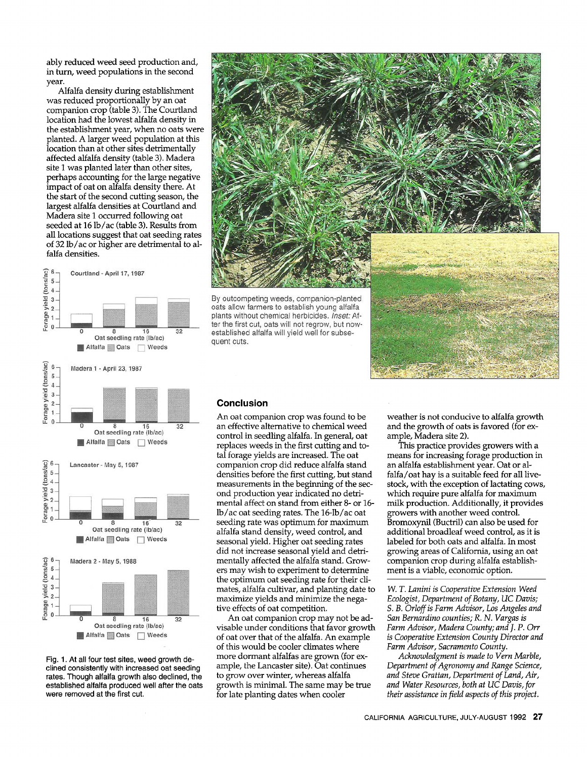ably reduced weed seed production and, in turn, weed populations in the second year.

Alfalfa density during establishment was reduced proportionally by an oat companion crop (table 3). The Courtland location had the lowest alfalfa density in the establishment year, when no oats were planted. A larger weed population at this location than at other sites detrimentally affected alfalfa density (table 3). Madera site 1 was planted later than other sites, perhaps accounting for the large negative impact of oat on alfalfa density there. At the start of the second cutting season, the largest alfalfa densities at Courtland and Madera site 1 occurred following oat seeded at 16 lb/ac (table 3). Results from all locations suggest that oat seeding rates of 32 lb/ac or higher are detrimental to alfalfa densities.

Courtland - April 17, 1987

Forage yield (tons/ac)

0 1 2 3 4 5 6

0 8 16 32

Oat seedling rate (lb/ac)

Alfalfa Oats Weeds

Madera 1 - April 23, 1987

Forage yield (tons/ac)

0 1 2 3 4 5 6

0 8 16 32

Oat seedling rate (lb/ac)

Alfalfa Oats Weeds

Lancaster - May 5, 1987

Forage yield (tons/ac)

0 1 2 3 4 5 6

0 8 16 32

Oat seedling rate (lb/ac)

Alfalfa Oats Weeds

Madera 2 - May 5, 1988

Forage yield (tons/ac)

0 1 2 3 4 5 6

0 8 16 32

Oat seedling rate (lb/ac)

Alfalfa Oats Weeds

Fig. 1. At all four test sites, weed growth declined consistently with increased oat seeding rates. Though alfalfa growth also declined, the established alfalfa produced well after the oats were removed at the first cut.

By outcompeting weeds, companion-planted oats allow farmers to establish young alfalfa plants without chemical herbicides. *Inset:* After the first cut, oats will not regrow, but now-established alfalfa will yield well for subsequent cuts.

## Conclusion

An oat companion crop was found to be an effective alternative to chemical weed control in seedling alfalfa. In general, oat replaces weeds in the first cutting and total forage yields are increased. The oat companion crop did reduce alfalfa stand densities before the first cutting, but stand measurements in the beginning of the second production year indicated no detrimental affect on stand from either 8- or 16-lb/ac oat seeding rates. The 16-lb/ac oat seeding rate was optimum for maximum alfalfa stand density, weed control, and seasonal yield. Higher oat seeding rates did not increase seasonal yield and detrimentally affected the alfalfa stand. Growers may wish to experiment to determine the optimum oat seeding rate for their climates, alfalfa cultivar, and planting date to maximize yields and minimize the negative effects of oat competition.

An oat companion crop may not be advisable under conditions that favor growth of oat over that of the alfalfa. An example of this would be cooler climates where more dormant alfalfas are grown (for example, the Lancaster site). Oat continues to grow over winter, whereas alfalfa growth is minimal. The same may be true for late planting dates when cooler weather is not conducive to alfalfa growth and the growth of oats is favored (for example, Madera site 2).

This practice provides growers with a means for increasing forage production in an alfalfa establishment year. Oat or alfalfa/oat hay is a suitable feed for all livestock, with the exception of lactating cows, which require pure alfalfa for maximum milk production. Additionally, it provides growers with another weed control. Bromoxynil (Buctril) can also be used for additional broadleaf weed control, as it is labeled for both oats and alfalfa. In most growing areas of California, using an oat companion crop during alfalfa establishment is a viable, economic option.

*W. T. Lanini is Cooperative Extension Weed Ecologist, Department of Botany, UC Davis; S. B. Orloff is Farm Advisor, Los Angeles and San Bernardino counties; R. N. Vargas is Farm Advisor, Madera County; and J. P. Orr is Cooperative Extension County Director and Farm Advisor, Sacramento County.*

*Acknowledgment is made to Vern Marble, Department of Agronomy and Range Science, and Steve Grattan, Department of Land, Air, and Water Resources, both at UC Davis, for their assistance in field aspects of this project.*